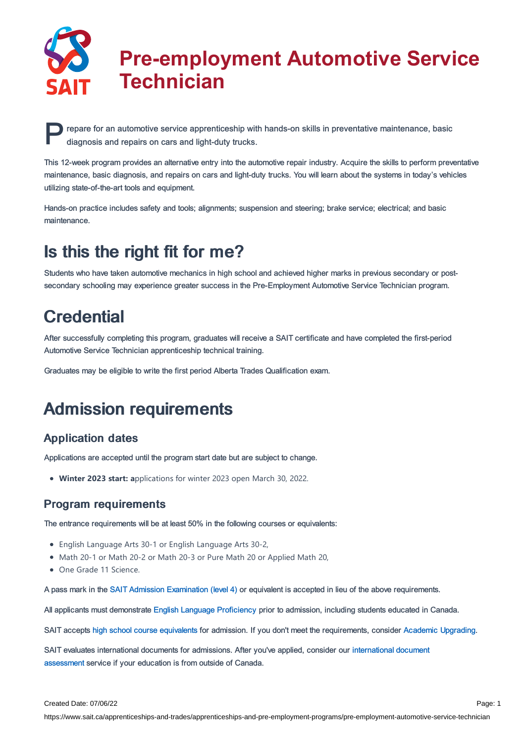# Pre-employment Automotive Service Technician

Prepare for an automotive service apprenticeship with hands-on skills in preventative maintenance, basic diagnosis and repairs on cars and light-duty trucks.

This 12-week program provides an alternative entry into the automotive repair industry. Acquire the skills to perform preventative maintenance, basic diagnosis, and repairs on cars and light-duty trucks. You will learn about the systems in today's vehicles utilizing state-of-the-art tools and equipment.

Hands-on practice includes safety and tools; alignments; suspension and steering; brake service; electrical; and basic maintenance.

# Is this the right fit for me?

Students who have taken automotive mechanics in high school and achieved higher marks in previous secondary or post-secondary schooling may experience greater success in the Pre-Employment Automotive Service Technician program.

# Credential

After successfully completing this program, graduates will receive a SAIT certificate and have completed the first-period Automotive Service Technician apprenticeship technical training.

Graduates may be eligible to write the first period Alberta Trades Qualification exam.

# Admission requirements

## Application dates

Applications are accepted until the program start date but are subject to change.

- **Winter 2023 start: a**pplications for winter 2023 open March 30, 2022.

## Program requirements

The entrance requirements will be at least 50% in the following courses or equivalents:

- English Language Arts 30-1 or English Language Arts 30-2,
- Math 20-1 or Math 20-2 or Math 20-3 or Pure Math 20 or Applied Math 20,
- One Grade 11 Science.

A pass mark in the SAIT Admission Examination (level 4) or equivalent is accepted in lieu of the above requirements.

All applicants must demonstrate English Language Proficiency prior to admission, including students educated in Canada.

SAIT accepts high school course equivalents for admission. If you don't meet the requirements, consider Academic Upgrading.

SAIT evaluates international documents for admissions. After you've applied, consider our international document assessment service if your education is from outside of Canada.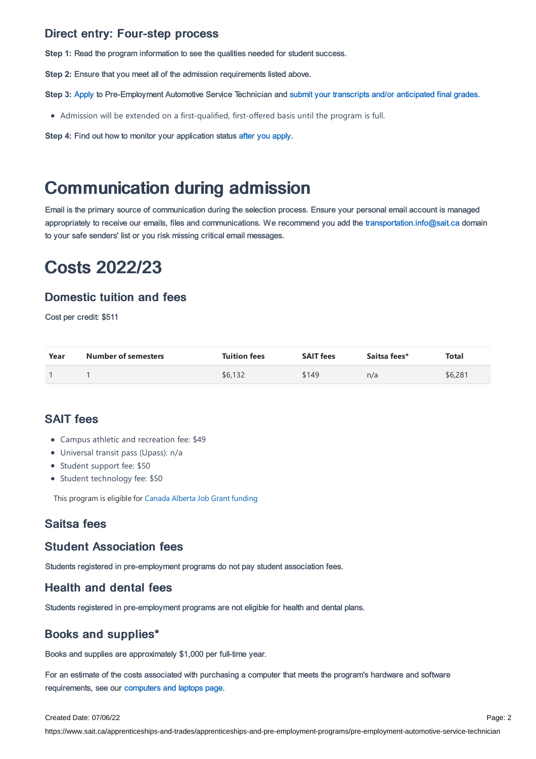### Direct entry: Four-step process

**Step 1:** Read the program information to see the qualities needed for student success.

**Step 2:** Ensure that you meet all of the admission requirements listed above.

**Step 3:** Apply to Pre-Employment Automotive Service Technician and submit your transcripts and/or anticipated final grades.

- Admission will be extended on a first-qualified, first-offered basis until the program is full.

**Step 4:** Find out how to monitor your application status after you apply.

# Communication during admission

Email is the primary source of communication during the selection process. Ensure your personal email account is managed appropriately to receive our emails, files and communications. We recommend you add the transportation.info@sait.ca domain to your safe senders' list or you risk missing critical email messages.

# Costs 2022/23

### Domestic tuition and fees

Cost per credit: $511

| Year | Number of semesters | Tuition fees | SAIT fees | Saitsa fees* | Total |
|---|---|---|---|---|---|
| 1 | 1 | $6,132 | $149 | n/a | $6,281 |

### SAIT fees

- Campus athletic and recreation fee: $49
- Universal transit pass (Upass): n/a
- Student support fee: $50
- Student technology fee: $50

This program is eligible for Canada Alberta Job Grant funding

### Saitsa fees

### Student Association fees

Students registered in pre-employment programs do not pay student association fees.

### Health and dental fees

Students registered in pre-employment programs are not eligible for health and dental plans.

### Books and supplies*

Books and supplies are approximately $1,000 per full-time year.

For an estimate of the costs associated with purchasing a computer that meets the program's hardware and software requirements, see our computers and laptops page.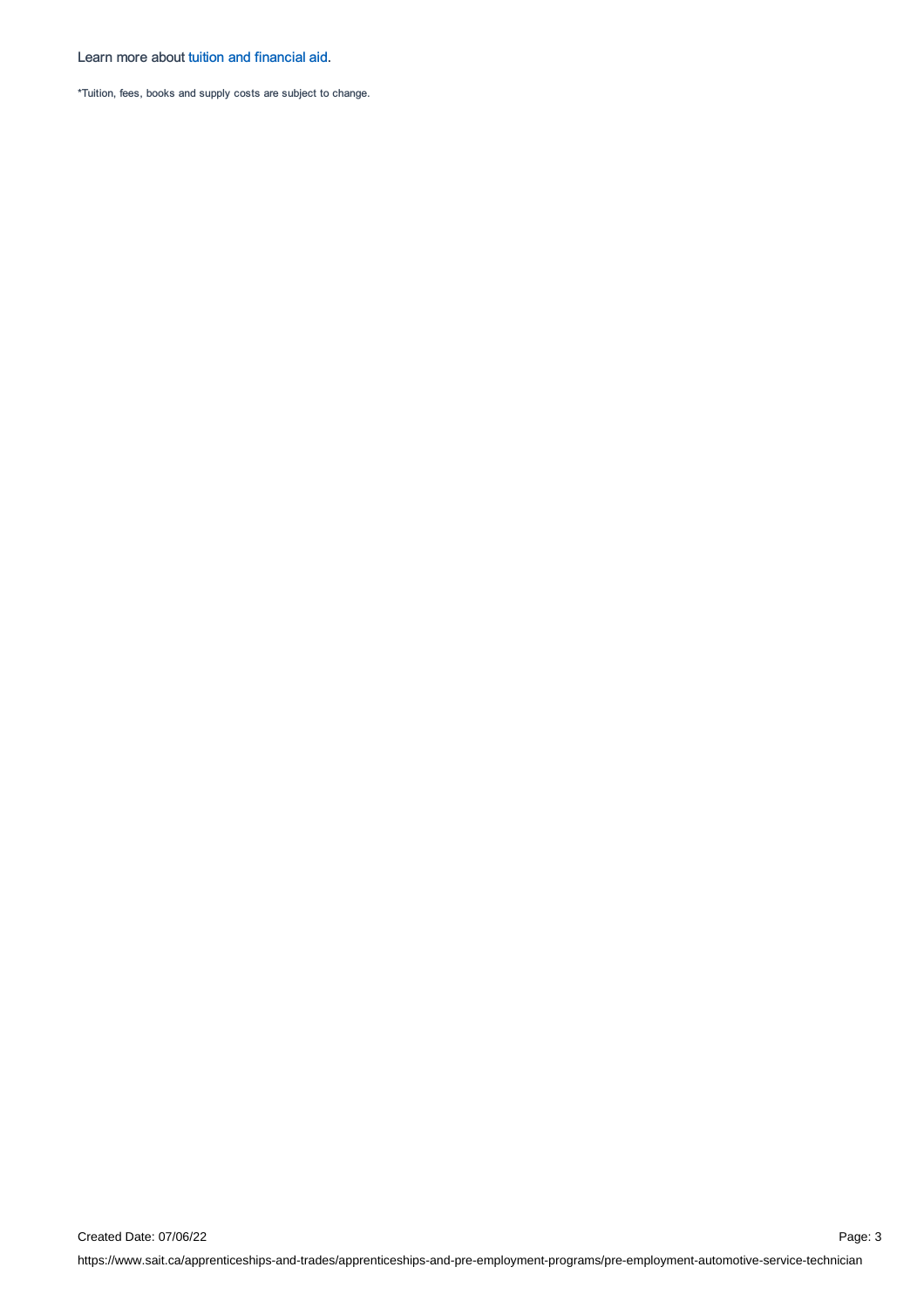Learn more about tuition and financial aid.

*Tuition, fees, books and supply costs are subject to change.